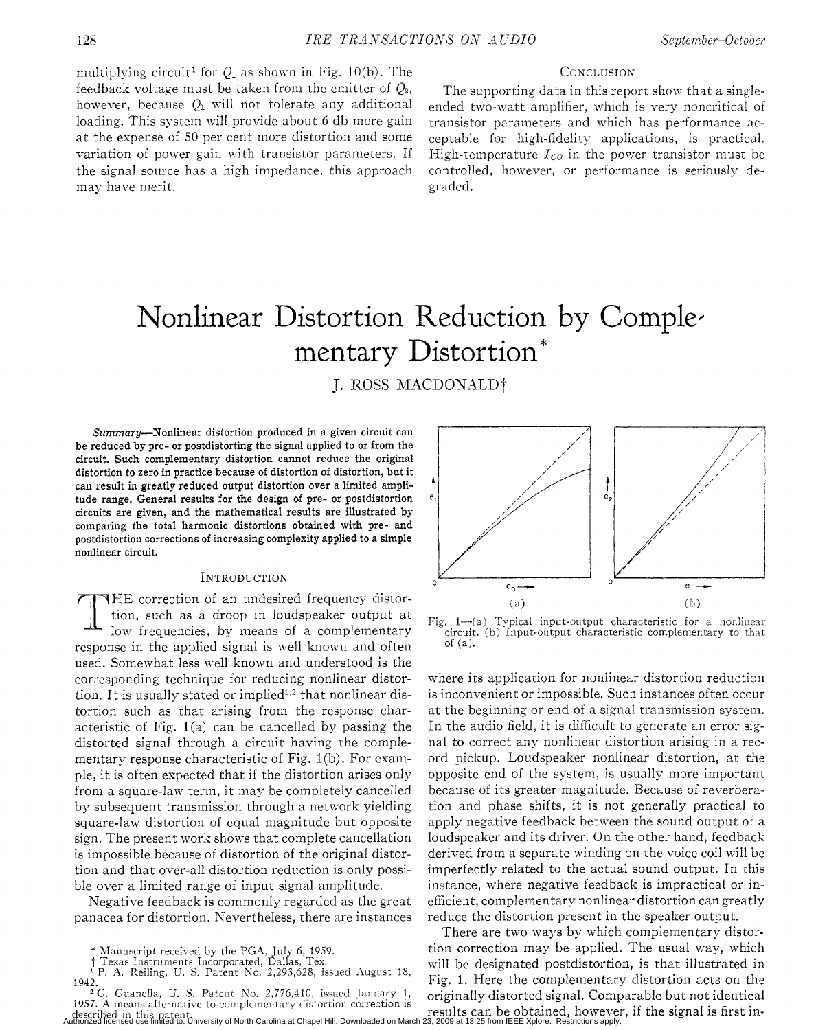multiplying circuit[1] for $Q_1$ as shown in Fig. 10(b). The feedback voltage must be taken from the emitter of $Q_2$, however, because $Q_1$ will not tolerate any additional loading. This system will provide about 6 db more gain at the expense of 50 per cent more distortion and some variation of power gain with transistor parameters. If the signal source has a high impedance, this approach may have merit.

## Conclusion

The supporting data in this report show that a single-ended two-watt amplifier, which is very noncritical of transistor parameters and which has performance acceptable for high-fidelity applications, is practical. High-temperature $I_{CO}$ in the power transistor must be controlled, however, or performance is seriously degraded.

# Nonlinear Distortion Reduction by Complementary Distortion*

J. ROSS MACDONALD†

***Summary*—Nonlinear distortion produced in a given circuit can be reduced by pre- or postdistorting the signal applied to or from the circuit. Such complementary distortion cannot reduce the original distortion to zero in practice because of distortion of distortion, but it can result in greatly reduced output distortion over a limited amplitude range. General results for the design of pre- or postdistortion circuits are given, and the mathematical results are illustrated by comparing the total harmonic distortions obtained with pre- and postdistortion corrections of increasing complexity applied to a simple nonlinear circuit.**

## Introduction

The correction of an undesired frequency distortion, such as a droop in loudspeaker output at low frequencies, by means of a complementary response in the applied signal is well known and often used. Somewhat less well known and understood is the corresponding technique for reducing nonlinear distortion. It is usually stated or implied[1,2] that nonlinear distortion such as that arising from the response characteristic of Fig. 1(a) can be cancelled by passing the distorted signal through a circuit having the complementary response characteristic of Fig. 1(b). For example, it is often expected that if the distortion arises only from a square-law term, it may be completely cancelled by subsequent transmission through a network yielding square-law distortion of equal magnitude but opposite sign. The present work shows that complete cancellation is impossible because of distortion of the original distortion and that over-all distortion reduction is only possible over a limited range of input signal amplitude.

Negative feedback is commonly regarded as the great panacea for distortion. Nevertheless, there are instances where its application for nonlinear distortion reduction is inconvenient or impossible. Such instances often occur at the beginning or end of a signal transmission system. In the audio field, it is difficult to generate an error signal to correct any nonlinear distortion arising in a record pickup. Loudspeaker nonlinear distortion, at the opposite end of the system, is usually more important because of its greater magnitude. Because of reverberation and phase shifts, it is not generally practical to apply negative feedback between the sound output of a loudspeaker and its driver. On the other hand, feedback derived from a separate winding on the voice coil will be imperfectly related to the actual sound output. In this instance, where negative feedback is impractical or inefficient, complementary nonlinear distortion can greatly reduce the distortion present in the speaker output.

Fig. 1—(a) Typical input-output characteristic for a nonlinear circuit. (b) Input-output characteristic complementary to that of (a).

There are two ways by which complementary distortion correction may be applied. The usual way, which will be designated postdistortion, is that illustrated in Fig. 1. Here the complementary distortion acts on the originally distorted signal. Comparable but not identical results can be obtained, however, if the signal is first in-

* Manuscript received by the PGA, July 6, 1959.

† Texas Instruments Incorporated, Dallas, Tex.

[1] P. A. Reiling, U. S. Patent No. 2,293,628, issued August 18, 1942.

[2] G. Guanella, U. S. Patent No. 2,776,410, issued January 1, 1957. A means alternative to complementary distortion correction is described in this patent.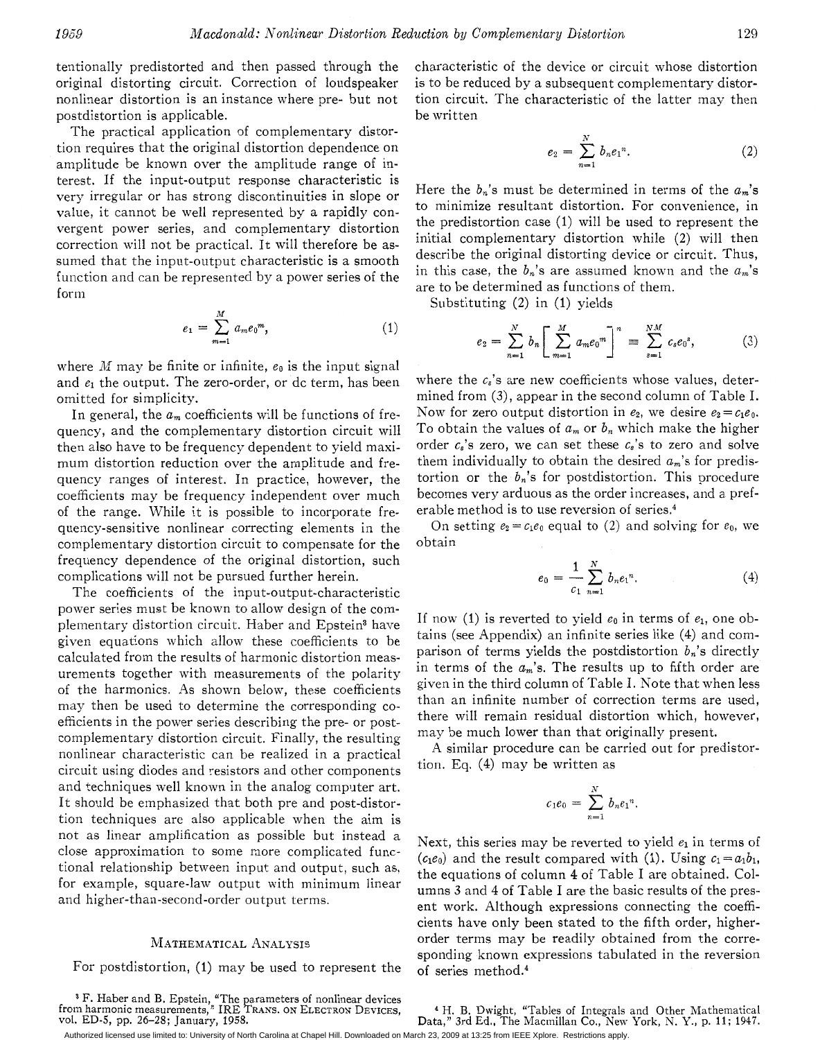tentionally predistorted and then passed through the original distorting circuit. Correction of loudspeaker nonlinear distortion is an instance where pre- but not postdistortion is applicable.

The practical application of complementary distortion requires that the original distortion dependence on amplitude be known over the amplitude range of interest. If the input-output response characteristic is very irregular or has strong discontinuities in slope or value, it cannot be well represented by a rapidly convergent power series, and complementary distortion correction will not be practical. It will therefore be assumed that the input-output characteristic is a smooth function and can be represented by a power series of the form

$$e_1 = \sum_{m=1}^{M} a_m e_0^m, \tag{1}$$

where $M$ may be finite or infinite, $e_0$ is the input signal and $e_1$ the output. The zero-order, or dc term, has been omitted for simplicity.

In general, the $a_m$ coefficients will be functions of frequency, and the complementary distortion circuit will then also have to be frequency dependent to yield maximum distortion reduction over the amplitude and frequency ranges of interest. In practice, however, the coefficients may be frequency independent over much of the range. While it is possible to incorporate frequency-sensitive nonlinear correcting elements in the complementary distortion circuit to compensate for the frequency dependence of the original distortion, such complications will not be pursued further herein.

The coefficients of the input-output-characteristic power series must be known to allow design of the complementary distortion circuit. Haber and Epstein[3] have given equations which allow these coefficients to be calculated from the results of harmonic distortion measurements together with measurements of the polarity of the harmonics. As shown below, these coefficients may then be used to determine the corresponding coefficients in the power series describing the pre- or post-complementary distortion circuit. Finally, the resulting nonlinear characteristic can be realized in a practical circuit using diodes and resistors and other components and techniques well known in the analog computer art. It should be emphasized that both pre and post-distortion techniques are also applicable when the aim is not as linear amplification as possible but instead a close approximation to some more complicated functional relationship between input and output, such as, for example, square-law output with minimum linear and higher-than-second-order output terms.

## Mathematical Analysis

For postdistortion, (1) may be used to represent the characteristic of the device or circuit whose distortion is to be reduced by a subsequent complementary distortion circuit. The characteristic of the latter may then be written

$$e_2 = \sum_{n=1}^{N} b_n e_1^n. \tag{2}$$

Here the $b_n$'s must be determined in terms of the $a_m$'s to minimize resultant distortion. For convenience, in the predistortion case (1) will be used to represent the initial complementary distortion while (2) will then describe the original distorting device or circuit. Thus, in this case, the $b_n$'s are assumed known and the $a_m$'s are to be determined as functions of them.

Substituting (2) in (1) yields

$$e_2 = \sum_{n=1}^{N} b_n \left[ \sum_{m=1}^{M} a_m e_0^m \right]^n \equiv \sum_{s=1}^{NM} c_s e_0^s, \tag{3}$$

where the $c_s$'s are new coefficients whose values, determined from (3), appear in the second column of Table I. Now for zero output distortion in $e_2$, we desire $e_2 = c_1 e_0$. To obtain the values of $a_m$ or $b_n$ which make the higher order $c_s$'s zero, we can set these $c_s$'s to zero and solve them individually to obtain the desired $a_m$'s for predistortion or the $b_n$'s for postdistortion. This procedure becomes very arduous as the order increases, and a preferable method is to use reversion of series.[4]

On setting $e_2 = c_1 e_0$ equal to (2) and solving for $e_0$, we obtain

$$e_0 = \frac{1}{c_1} \sum_{n=1}^{N} b_n e_1^n. \tag{4}$$

If now (1) is reverted to yield $e_0$ in terms of $e_1$, one obtains (see Appendix) an infinite series like (4) and comparison of terms yields the postdistortion $b_n$'s directly in terms of the $a_m$'s. The results up to fifth order are given in the third column of Table I. Note that when less than an infinite number of correction terms are used, there will remain residual distortion which, however, may be much lower than that originally present.

A similar procedure can be carried out for predistortion. Eq. (4) may be written as

$$c_1 e_0 = \sum_{n=1}^{N} b_n e_1^n.$$

Next, this series may be reverted to yield $e_1$ in terms of $(c_1 e_0)$ and the result compared with (1). Using $c_1 = a_1 b_1$, the equations of column 4 of Table I are obtained. Columns 3 and 4 of Table I are the basic results of the present work. Although expressions connecting the coefficients have only been stated to the fifth order, higher-order terms may be readily obtained from the corresponding known expressions tabulated in the reversion of series method.[4]

[3] F. Haber and B. Epstein, "The parameters of nonlinear devices from harmonic measurements," IRE Trans. on Electron Devices, vol. ED-5, pp. 26–28; January, 1958.

[4] H. B. Dwight, "Tables of Integrals and Other Mathematical Data," 3rd Ed., The Macmillan Co., New York, N. Y., p. 11; 1947.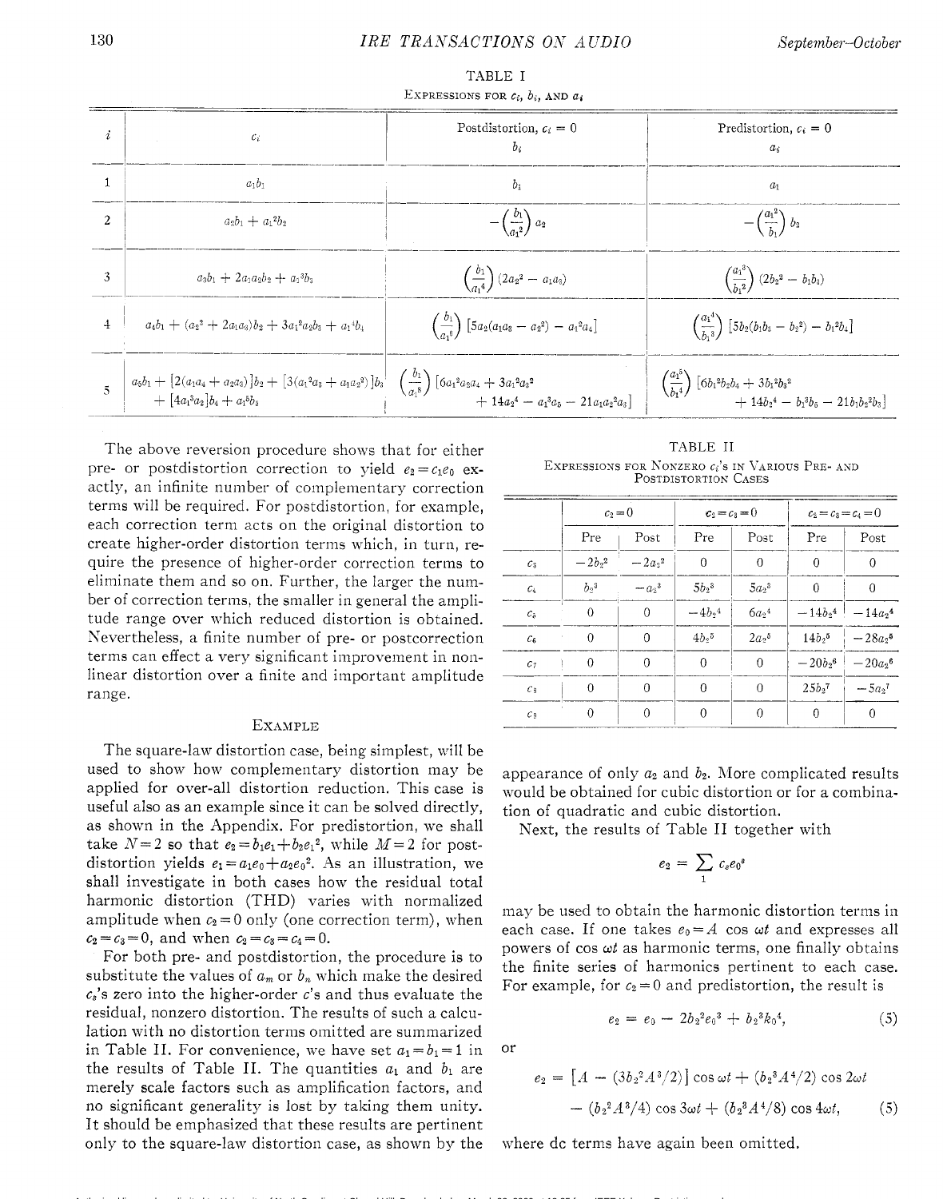TABLE I

EXPRESSIONS FOR $c_i$, $b_i$, AND $a_i$

| $i$ | $c_i$ | Postdistortion, $c_i = 0$ $b_i$ | Predistortion, $c_i = 0$ $a_i$ |
|---|---|---|---|
| 1 | $a_1b_1$ | $b_1$ | $a_1$ |
| 2 | $a_2b_1 + a_1^2b_2$ | $-\left(\frac{b_1}{a_1^2}\right) a_2$ | $-\left(\frac{a_1^2}{b_1}\right) b_2$ |
| 3 | $a_3b_1 + 2a_1a_2b_2 + a_1^3b_3$ | $\left(\frac{b_1}{a_1^4}\right)(2a_2^2 - a_1a_3)$ | $\left(\frac{a_1^3}{b_1^2}\right)(2b_2^2 - b_1b_3)$ |
| 4 | $a_4b_1 + (a_2^2 + 2a_1a_3)b_2 + 3a_1^2a_2b_3 + a_1^4b_4$ | $\left(\frac{b_1}{a_1^6}\right)[5a_2(a_1a_3 - a_2^2) - a_1^2a_4]$ | $\left(\frac{a_1^4}{b_1^3}\right)[5b_2(b_1b_3 - b_2^2) - b_1^2b_4]$ |
| 5 | $a_5b_1 + [2(a_1a_4 + a_2a_3)]b_2 + [3(a_1^2a_3 + a_1a_2^2)]b_3 + [4a_1^3a_2]b_4 + a_1^5b_5$ | $\left(\frac{b_1}{a_1^8}\right)[6a_1^2a_2a_4 + 3a_1^2a_3^2 + 14a_2^4 - a_1^3a_5 - 21a_1a_2^2a_3]$ | $\left(\frac{a_1^5}{b_1^4}\right)[6b_1^2b_2b_4 + 3b_1^2b_3^2 + 14b_2^4 - b_1^3b_5 - 21b_1b_2^2b_3]$ |

The above reversion procedure shows that for either pre- or postdistortion correction to yield $e_2 = c_1e_0$ exactly, an infinite number of complementary correction terms will be required. For postdistortion, for example, each correction term acts on the original distortion to create higher-order distortion terms which, in turn, require the presence of higher-order correction terms to eliminate them and so on. Further, the larger the number of correction terms, the smaller in general the amplitude range over which reduced distortion is obtained. Nevertheless, a finite number of pre- or postcorrection terms can effect a very significant improvement in nonlinear distortion over a finite and important amplitude range.

## EXAMPLE

The square-law distortion case, being simplest, will be used to show how complementary distortion may be applied for over-all distortion reduction. This case is useful also as an example since it can be solved directly, as shown in the Appendix. For predistortion, we shall take $N=2$ so that $e_2 = b_1e_1 + b_2e_1^2$, while $M=2$ for postdistortion yields $e_1 = a_1e_0 + a_2e_0^2$. As an illustration, we shall investigate in both cases how the residual total harmonic distortion (THD) varies with normalized amplitude when $c_2=0$ only (one correction term), when $c_2=c_3=0$, and when $c_2=c_3=c_4=0$.

For both pre- and postdistortion, the procedure is to substitute the values of $a_m$ or $b_n$ which make the desired $c_s$'s zero into the higher-order $c$'s and thus evaluate the residual, nonzero distortion. The results of such a calculation with no distortion terms omitted are summarized in Table II. For convenience, we have set $a_1 = b_1 = 1$ in the results of Table II. The quantities $a_1$ and $b_1$ are merely scale factors such as amplification factors, and no significant generality is lost by taking them unity. It should be emphasized that these results are pertinent only to the square-law distortion case, as shown by the appearance of only $a_2$ and $b_2$. More complicated results would be obtained for cubic distortion or for a combination of quadratic and cubic distortion.

TABLE II

EXPRESSIONS FOR NONZERO $c_i$'S IN VARIOUS PRE- AND POSTDISTORTION CASES

| | $c_2=0$ | | $c_2=c_3=0$ | | $c_2=c_3=c_4=0$ | |
|---|---|---|---|---|---|---|
| | Pre | Post | Pre | Post | Pre | Post |
| $c_3$ | $-2b_2^2$ | $-2a_2^2$ | 0 | 0 | 0 | 0 |
| $c_4$ | $b_2^3$ | $-a_2^3$ | $5b_2^3$ | $5a_2^3$ | 0 | 0 |
| $c_5$ | 0 | 0 | $-4b_2^4$ | $6a_2^4$ | $-14b_2^4$ | $-14a_2^4$ |
| $c_6$ | 0 | 0 | $4b_2^5$ | $2a_2^5$ | $14b_2^5$ | $-28a_2^5$ |
| $c_7$ | 0 | 0 | 0 | 0 | $-20b_2^6$ | $-20a_2^6$ |
| $c_8$ | 0 | 0 | 0 | 0 | $25b_2^7$ | $-5a_2^7$ |
| $c_9$ | 0 | 0 | 0 | 0 | 0 | 0 |

Next, the results of Table II together with

$$e_2 = \sum_1 c_s e_0^s$$

may be used to obtain the harmonic distortion terms in each case. If one takes $e_0 = A \cos \omega t$ and expresses all powers of $\cos \omega t$ as harmonic terms, one finally obtains the finite series of harmonics pertinent to each case. For example, for $c_2=0$ and predistortion, the result is

$$e_2 = e_0 - 2b_2^2e_0^3 + b_2^3k_0^4, \tag{5}$$

or

$$e_2 = [A - (3b_2^2A^3/2)] \cos \omega t + (b_2^3A^4/2) \cos 2\omega t - (b_2^2A^3/4) \cos 3\omega t + (b_2^3A^4/8) \cos 4\omega t, \tag{5}$$

where dc terms have again been omitted.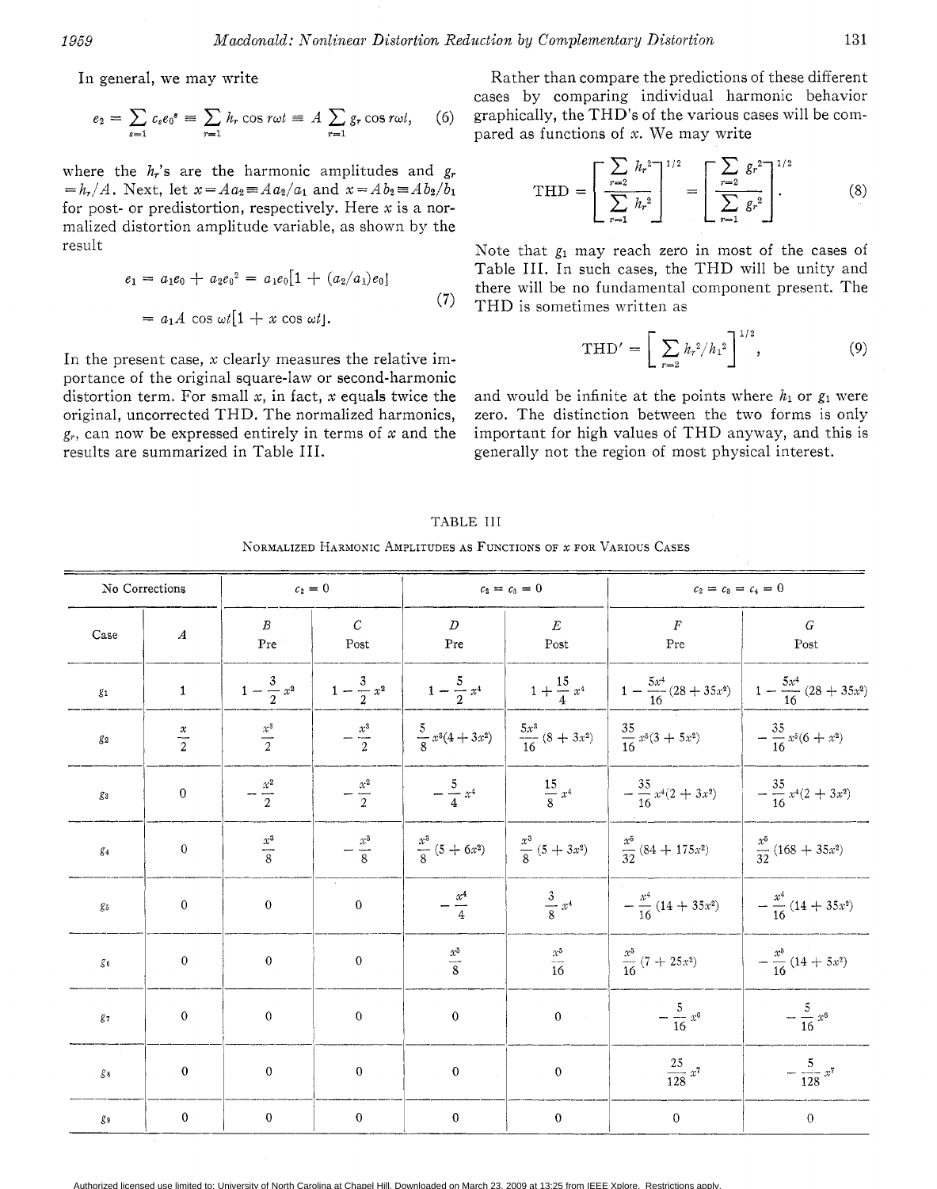In general, we may write

$$e_2 = \sum_{s=1} c_s e_0^s \equiv \sum_{r=1} h_r \cos r\omega t \equiv A \sum_{r=1} g_r \cos r\omega t, \quad (6)$$

where the $h_r$'s are the harmonic amplitudes and $g_r = h_r/A$. Next, let $x = Aa_2 \equiv Aa_2/a_1$ and $x = Ab_2 \equiv Ab_2/b_1$ for post- or predistortion, respectively. Here $x$ is a normalized distortion amplitude variable, as shown by the result

$$\begin{aligned} e_1 &= a_1 e_0 + a_2 e_0^2 = a_1 e_0[1 + (a_2/a_1)e_0] \\ &= a_1 A \cos \omega t[1 + x \cos \omega t]. \end{aligned} \quad (7)$$

In the present case, $x$ clearly measures the relative importance of the original square-law or second-harmonic distortion term. For small $x$, in fact, $x$ equals twice the original, uncorrected THD. The normalized harmonics, $g_r$, can now be expressed entirely in terms of $x$ and the results are summarized in Table III.

Rather than compare the predictions of these different cases by comparing individual harmonic behavior graphically, the THD's of the various cases will be compared as functions of $x$. We may write

$$\text{THD} = \left[ \frac{\sum_{r=2} h_r^2}{\sum_{r=1} h_r^2} \right]^{1/2} = \left[ \frac{\sum_{r=2} g_r^2}{\sum_{r=1} g_r^2} \right]^{1/2}. \quad (8)$$

Note that $g_1$ may reach zero in most of the cases of Table III. In such cases, the THD will be unity and there will be no fundamental component present. The THD is sometimes written as

$$\text{THD}' = \left[ \sum_{r=2} h_r^2/h_1^2 \right]^{1/2}, \quad (9)$$

and would be infinite at the points where $h_1$ or $g_1$ were zero. The distinction between the two forms is only important for high values of THD anyway, and this is generally not the region of most physical interest.

TABLE III

Normalized Harmonic Amplitudes as Functions of $x$ for Various Cases

| No Corrections | | $c_2 = 0$ | | $c_2 = c_3 = 0$ | | $c_2 = c_3 = c_4 = 0$ | |
|---|---|---|---|---|---|---|---|
| Case | $A$ | $B$ Pre | $C$ Post | $D$ Pre | $E$ Post | $F$ Pre | $G$ Post |
| $g_1$ | 1 | $1 - \frac{3}{2}x^2$ | $1 - \frac{3}{2}x^2$ | $1 - \frac{5}{2}x^4$ | $1 + \frac{15}{4}x^4$ | $1 - \frac{5x^4}{16}(28 + 35x^2)$ | $1 - \frac{5x^4}{16}(28 + 35x^2)$ |
| $g_2$ | $\frac{x}{2}$ | $\frac{x^3}{2}$ | $-\frac{x^3}{2}$ | $\frac{5}{8}x^3(4 + 3x^2)$ | $\frac{5x^3}{16}(8 + 3x^2)$ | $\frac{35}{16}x^5(3 + 5x^2)$ | $-\frac{35}{16}x^5(6 + x^2)$ |
| $g_3$ | 0 | $-\frac{x^2}{2}$ | $-\frac{x^2}{2}$ | $-\frac{5}{4}x^4$ | $\frac{15}{8}x^4$ | $-\frac{35}{16}x^4(2 + 3x^2)$ | $-\frac{35}{16}x^4(2 + 3x^2)$ |
| $g_4$ | 0 | $\frac{x^3}{8}$ | $-\frac{x^3}{8}$ | $\frac{x^3}{8}(5 + 6x^2)$ | $\frac{x^3}{8}(5 + 3x^2)$ | $\frac{x^5}{32}(84 + 175x^2)$ | $\frac{x^5}{32}(168 + 35x^2)$ |
| $g_5$ | 0 | 0 | 0 | $-\frac{x^4}{4}$ | $\frac{3}{8}x^4$ | $-\frac{x^4}{16}(14 + 35x^2)$ | $-\frac{x^4}{16}(14 + 35x^2)$ |
| $g_6$ | 0 | 0 | 0 | $\frac{x^5}{8}$ | $\frac{x^5}{16}$ | $\frac{x^5}{16}(7 + 25x^2)$ | $-\frac{x^5}{16}(14 + 5x^2)$ |
| $g_7$ | 0 | 0 | 0 | 0 | 0 | $-\frac{5}{16}x^6$ | $-\frac{5}{16}x^6$ |
| $g_8$ | 0 | 0 | 0 | 0 | 0 | $\frac{25}{128}x^7$ | $-\frac{5}{128}x^7$ |
| $g_9$ | 0 | 0 | 0 | 0 | 0 | 0 | 0 |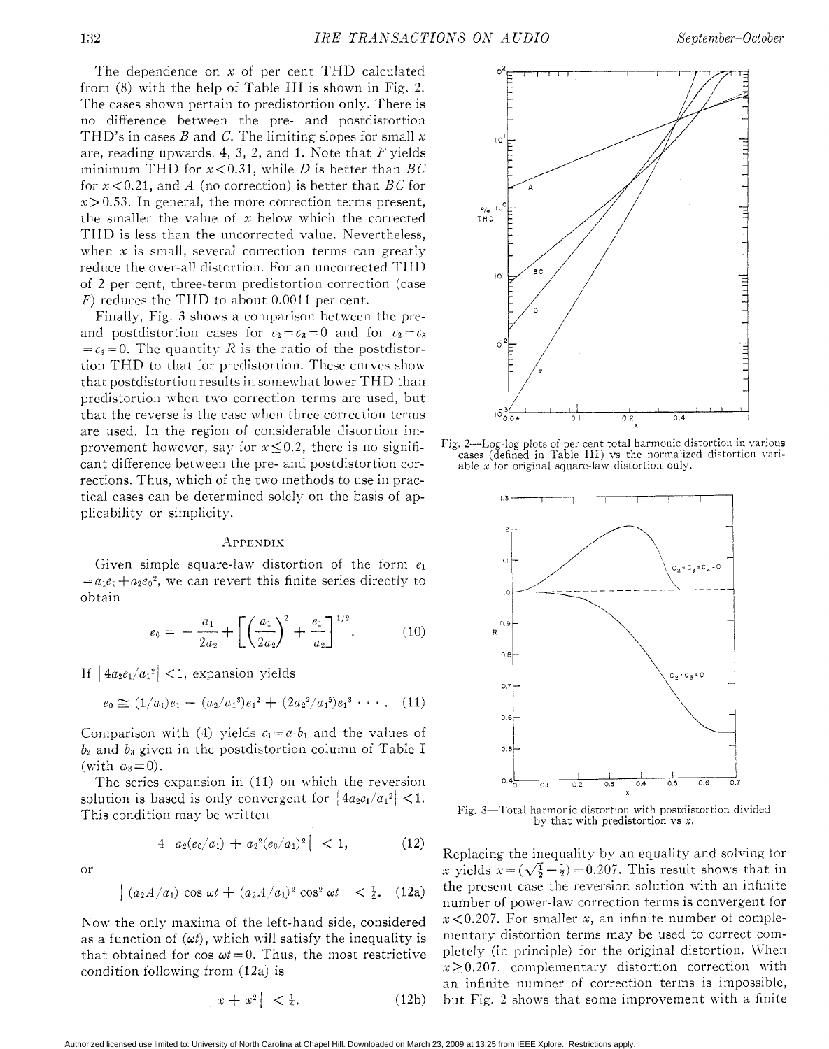The dependence on $x$ of per cent THD calculated from (8) with the help of Table III is shown in Fig. 2. The cases shown pertain to predistortion only. There is no difference between the pre- and postdistortion THD's in cases $B$ and $C$. The limiting slopes for small $x$ are, reading upwards, 4, 3, 2, and 1. Note that $F$ yields minimum THD for $x<0.31$, while $D$ is better than $BC$ for $x<0.21$, and $A$ (no correction) is better than $BC$ for $x>0.53$. In general, the more correction terms present, the smaller the value of $x$ below which the corrected THD is less than the uncorrected value. Nevertheless, when $x$ is small, several correction terms can greatly reduce the over-all distortion. For an uncorrected THD of 2 per cent, three-term predistortion correction (case $F$) reduces the THD to about 0.0011 per cent.

Finally, Fig. 3 shows a comparison between the pre- and postdistortion cases for $c_2=c_3=0$ and for $c_2=c_3=c_4=0$. The quantity $R$ is the ratio of the postdistortion THD to that for predistortion. These curves show that postdistortion results in somewhat lower THD than predistortion when two correction terms are used, but that the reverse is the case when three correction terms are used. In the region of considerable distortion improvement however, say for $x\lesssim 0.2$, there is no significant difference between the pre- and postdistortion corrections. Thus, which of the two methods to use in practical cases can be determined solely on the basis of applicability or simplicity.

## Appendix

Given simple square-law distortion of the form $e_1=a_1e_0+a_2e_0^2$, we can revert this finite series directly to obtain

$$e_0 = -\frac{a_1}{2a_2} + \left[\left(\frac{a_1}{2a_2}\right)^2 + \frac{e_1}{a_2}\right]^{1/2}. \qquad (10)$$

If $|4a_2e_1/a_1^2|<1$, expansion yields

$$e_0 \cong (1/a_1)e_1 - (a_2/a_1^3)e_1^2 + (2a_2^2/a_1^5)e_1^3 \cdots. \qquad (11)$$

Comparison with (4) yields $c_1=a_1b_1$ and the values of $b_2$ and $b_3$ given in the postdistortion column of Table I (with $a_3\equiv 0$).

The series expansion in (11) on which the reversion solution is based is only convergent for $|4a_2e_1/a_1^2|<1$. This condition may be written

$$4\,|\,a_2(e_0/a_1) + a_2^2(e_0/a_1)^2\,| < 1, \qquad (12)$$

or

$$|\,(a_2A/a_1)\cos\omega t + (a_2A/a_1)^2\cos^2\omega t\,| < \tfrac{1}{4}. \qquad (12a)$$

Now the only maxima of the left-hand side, considered as a function of $(\omega t)$, which will satisfy the inequality is that obtained for $\cos\omega t=0$. Thus, the most restrictive condition following from (12a) is

$$|\,x + x^2\,| < \tfrac{1}{4}. \qquad (12b)$$

Fig. 2—Log-log plots of per cent total harmonic distortion in various cases (defined in Table III) vs the normalized distortion variable $x$ for original square-law distortion only.

Fig. 3—Total harmonic distortion with postdistortion divided by that with predistortion vs $x$.

Replacing the inequality by an equality and solving for $x$ yields $x=(\sqrt{\tfrac{1}{2}}-\tfrac{1}{2})=0.207$. This result shows that in the present case the reversion solution with an infinite number of power-law correction terms is convergent for $x<0.207$. For smaller $x$, an infinite number of complementary distortion terms may be used to correct completely (in principle) for the original distortion. When $x\geq 0.207$, complementary distortion correction with an infinite number of correction terms is impossible, but Fig. 2 shows that some improvement with a finite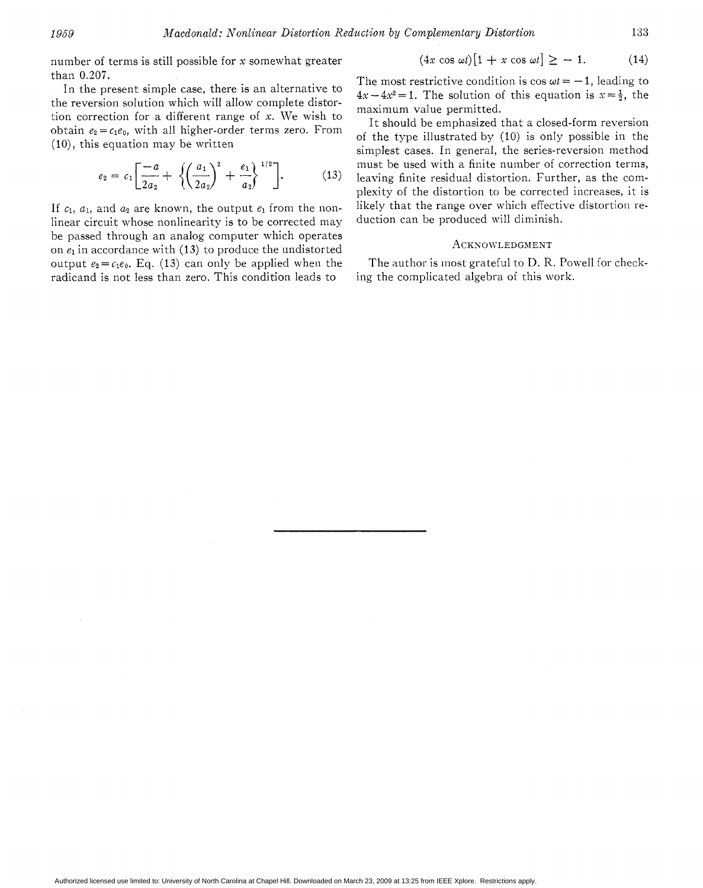number of terms is still possible for $x$ somewhat greater than 0.207.

In the present simple case, there is an alternative to the reversion solution which will allow complete distortion correction for a different range of $x$. We wish to obtain $e_2 = c_1 e_0$, with all higher-order terms zero. From (10), this equation may be written

$$e_2 = c_1 \left[ \frac{-a}{2a_2} + \left\{ \left( \frac{a_1}{2a_2} \right)^2 + \frac{e_1}{a_2} \right\}^{1/2} \right]. \tag{13}$$

If $c_1$, $a_1$, and $a_2$ are known, the output $e_1$ from the nonlinear circuit whose nonlinearity is to be corrected may be passed through an analog computer which operates on $e_1$ in accordance with (13) to produce the undistorted output $e_2 = c_1 e_0$. Eq. (13) can only be applied when the radicand is not less than zero. This condition leads to

$$(4x \cos \omega t)[1 + x \cos \omega t] \geq -1. \tag{14}$$

The most restrictive condition is $\cos \omega t = -1$, leading to $4x - 4x^2 = 1$. The solution of this equation is $x = \frac{1}{2}$, the maximum value permitted.

It should be emphasized that a closed-form reversion of the type illustrated by (10) is only possible in the simplest cases. In general, the series-reversion method must be used with a finite number of correction terms, leaving finite residual distortion. Further, as the complexity of the distortion to be corrected increases, it is likely that the range over which effective distortion reduction can be produced will diminish.

## Acknowledgment

The author is most grateful to D. R. Powell for checking the complicated algebra of this work.